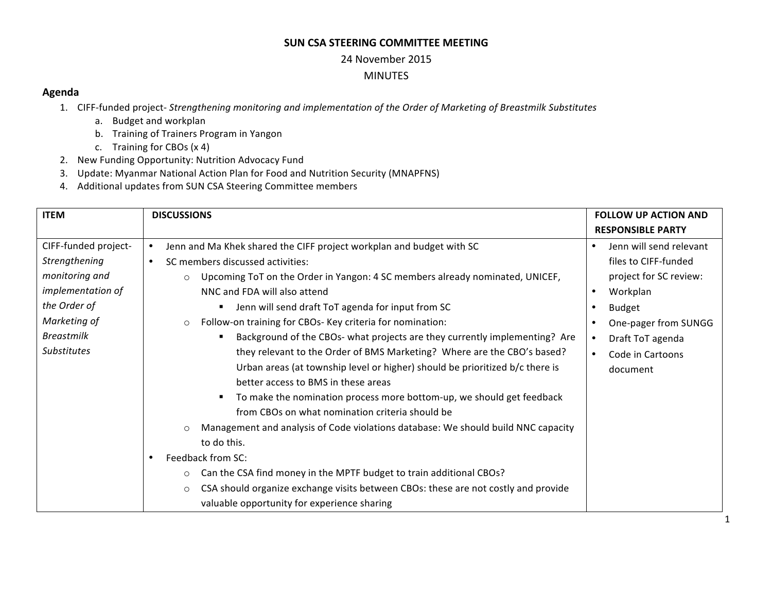# SUN CSA STEERING COMMITTEE MEETING

24 November 2015

MINUTES

## Agenda

1. CIFF-funded project- *Strengthening monitoring and implementation of the Order of Marketing of Breastmilk Substitutes*
   a. Budget and workplan
   b. Training of Trainers Program in Yangon
   c. Training for CBOs (x 4)
2. New Funding Opportunity: Nutrition Advocacy Fund
3. Update: Myanmar National Action Plan for Food and Nutrition Security (MNAPFNS)
4. Additional updates from SUN CSA Steering Committee members

| ITEM | DISCUSSIONS | FOLLOW UP ACTION AND RESPONSIBLE PARTY |
|---|---|---|
| CIFF-funded project- *Strengthening monitoring and implementation of the Order of Marketing of Breastmilk Substitutes* | • Jenn and Ma Khek shared the CIFF project workplan and budget with SC<br>• SC members discussed activities:<br>  ○ Upcoming ToT on the Order in Yangon: 4 SC members already nominated, UNICEF, NNC and FDA will also attend<br>    ▪ Jenn will send draft ToT agenda for input from SC<br>  ○ Follow-on training for CBOs- Key criteria for nomination:<br>    ▪ Background of the CBOs- what projects are they currently implementing? Are they relevant to the Order of BMS Marketing? Where are the CBO's based? Urban areas (at township level or higher) should be prioritized b/c there is better access to BMS in these areas<br>    ▪ To make the nomination process more bottom-up, we should get feedback from CBOs on what nomination criteria should be<br>  ○ Management and analysis of Code violations database: We should build NNC capacity to do this.<br>• Feedback from SC:<br>  ○ Can the CSA find money in the MPTF budget to train additional CBOs?<br>  ○ CSA should organize exchange visits between CBOs: these are not costly and provide valuable opportunity for experience sharing | • Jenn will send relevant files to CIFF-funded project for SC review:<br>• Workplan<br>• Budget<br>• One-pager from SUNGG<br>• Draft ToT agenda<br>• Code in Cartoons document |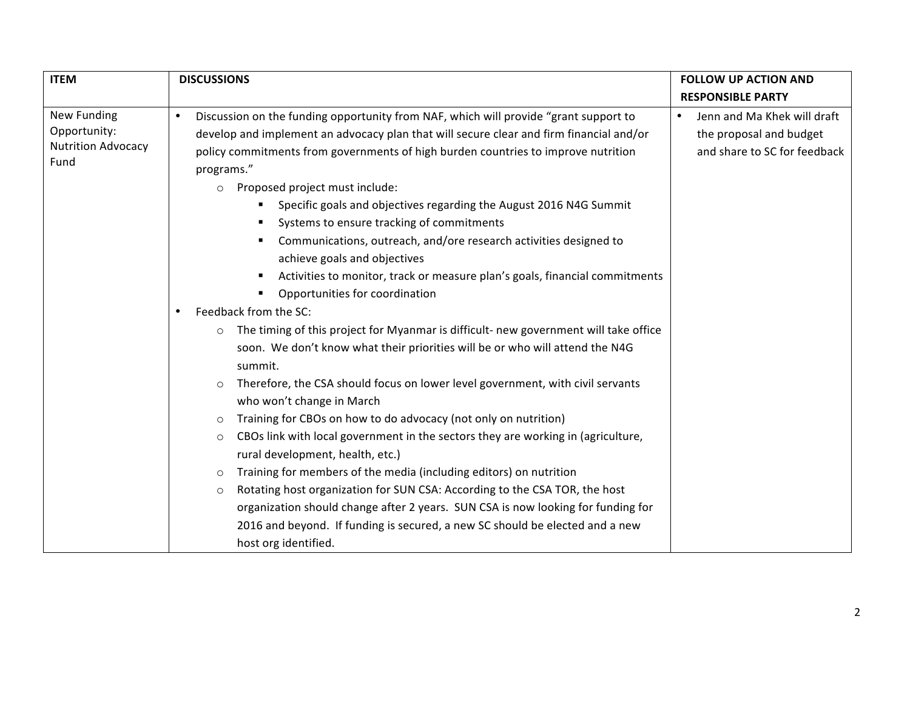| ITEM | DISCUSSIONS | FOLLOW UP ACTION AND RESPONSIBLE PARTY |
|---|---|---|
| New Funding Opportunity: Nutrition Advocacy Fund | • Discussion on the funding opportunity from NAF, which will provide "grant support to develop and implement an advocacy plan that will secure clear and firm financial and/or policy commitments from governments of high burden countries to improve nutrition programs."<br>&nbsp;&nbsp;○ Proposed project must include:<br>&nbsp;&nbsp;&nbsp;&nbsp;▪ Specific goals and objectives regarding the August 2016 N4G Summit<br>&nbsp;&nbsp;&nbsp;&nbsp;▪ Systems to ensure tracking of commitments<br>&nbsp;&nbsp;&nbsp;&nbsp;▪ Communications, outreach, and/ore research activities designed to achieve goals and objectives<br>&nbsp;&nbsp;&nbsp;&nbsp;▪ Activities to monitor, track or measure plan's goals, financial commitments<br>&nbsp;&nbsp;&nbsp;&nbsp;▪ Opportunities for coordination<br>• Feedback from the SC:<br>&nbsp;&nbsp;○ The timing of this project for Myanmar is difficult- new government will take office soon. We don't know what their priorities will be or who will attend the N4G summit.<br>&nbsp;&nbsp;○ Therefore, the CSA should focus on lower level government, with civil servants who won't change in March<br>&nbsp;&nbsp;○ Training for CBOs on how to do advocacy (not only on nutrition)<br>&nbsp;&nbsp;○ CBOs link with local government in the sectors they are working in (agriculture, rural development, health, etc.)<br>&nbsp;&nbsp;○ Training for members of the media (including editors) on nutrition<br>&nbsp;&nbsp;○ Rotating host organization for SUN CSA: According to the CSA TOR, the host organization should change after 2 years. SUN CSA is now looking for funding for 2016 and beyond. If funding is secured, a new SC should be elected and a new host org identified. | • Jenn and Ma Khek will draft the proposal and budget and share to SC for feedback |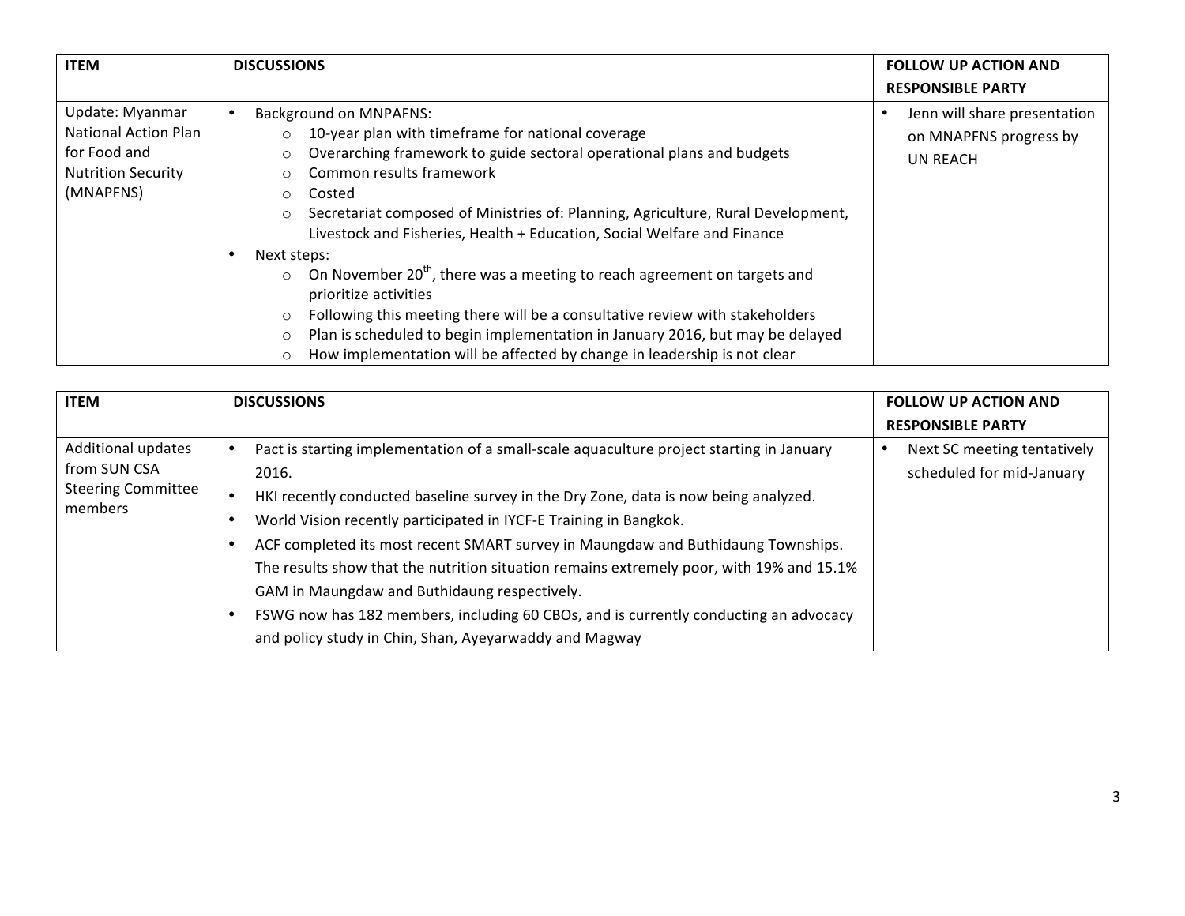| ITEM | DISCUSSIONS | FOLLOW UP ACTION AND RESPONSIBLE PARTY |
|---|---|---|
| Update: Myanmar National Action Plan for Food and Nutrition Security (MNAPFNS) | • Background on MNAPFNS:<br>  ○ 10-year plan with timeframe for national coverage<br>  ○ Overarching framework to guide sectoral operational plans and budgets<br>  ○ Common results framework<br>  ○ Costed<br>  ○ Secretariat composed of Ministries of: Planning, Agriculture, Rural Development, Livestock and Fisheries, Health + Education, Social Welfare and Finance<br>• Next steps:<br>  ○ On November 20th, there was a meeting to reach agreement on targets and prioritize activities<br>  ○ Following this meeting there will be a consultative review with stakeholders<br>  ○ Plan is scheduled to begin implementation in January 2016, but may be delayed<br>  ○ How implementation will be affected by change in leadership is not clear | • Jenn will share presentation on MNAPFNS progress by UN REACH |

| ITEM | DISCUSSIONS | FOLLOW UP ACTION AND RESPONSIBLE PARTY |
|---|---|---|
| Additional updates from SUN CSA Steering Committee members | • Pact is starting implementation of a small-scale aquaculture project starting in January 2016.<br>• HKI recently conducted baseline survey in the Dry Zone, data is now being analyzed.<br>• World Vision recently participated in IYCF-E Training in Bangkok.<br>• ACF completed its most recent SMART survey in Maungdaw and Buthidaung Townships. The results show that the nutrition situation remains extremely poor, with 19% and 15.1% GAM in Maungdaw and Buthidaung respectively.<br>• FSWG now has 182 members, including 60 CBOs, and is currently conducting an advocacy and policy study in Chin, Shan, Ayeyarwaddy and Magway | • Next SC meeting tentatively scheduled for mid-January |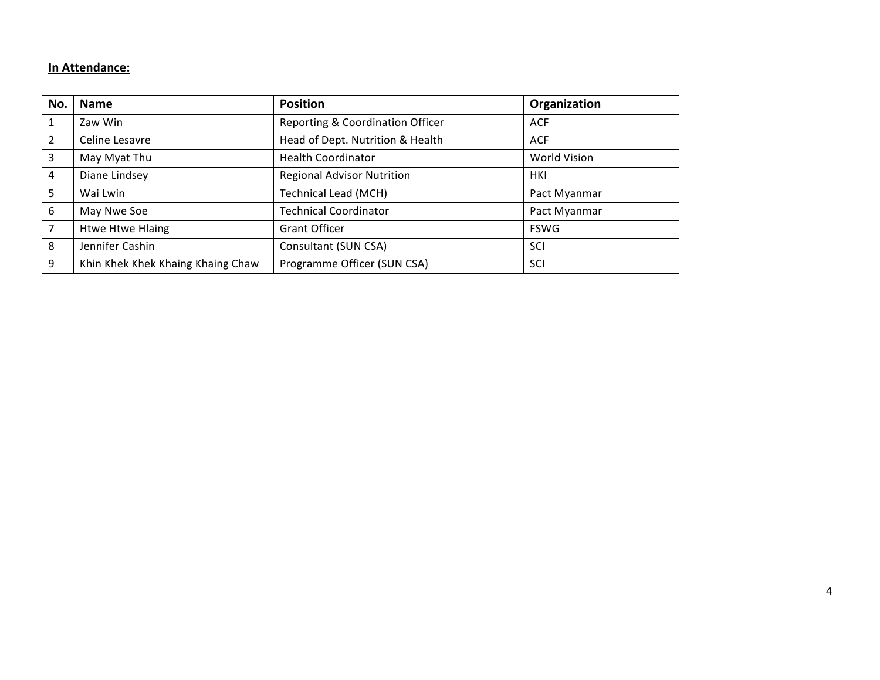**In Attendance:**

| No. | Name | Position | Organization |
|---|---|---|---|
| 1 | Zaw Win | Reporting & Coordination Officer | ACF |
| 2 | Celine Lesavre | Head of Dept. Nutrition & Health | ACF |
| 3 | May Myat Thu | Health Coordinator | World Vision |
| 4 | Diane Lindsey | Regional Advisor Nutrition | HKI |
| 5 | Wai Lwin | Technical Lead (MCH) | Pact Myanmar |
| 6 | May Nwe Soe | Technical Coordinator | Pact Myanmar |
| 7 | Htwe Htwe Hlaing | Grant Officer | FSWG |
| 8 | Jennifer Cashin | Consultant (SUN CSA) | SCI |
| 9 | Khin Khek Khek Khaing Khaing Chaw | Programme Officer (SUN CSA) | SCI |